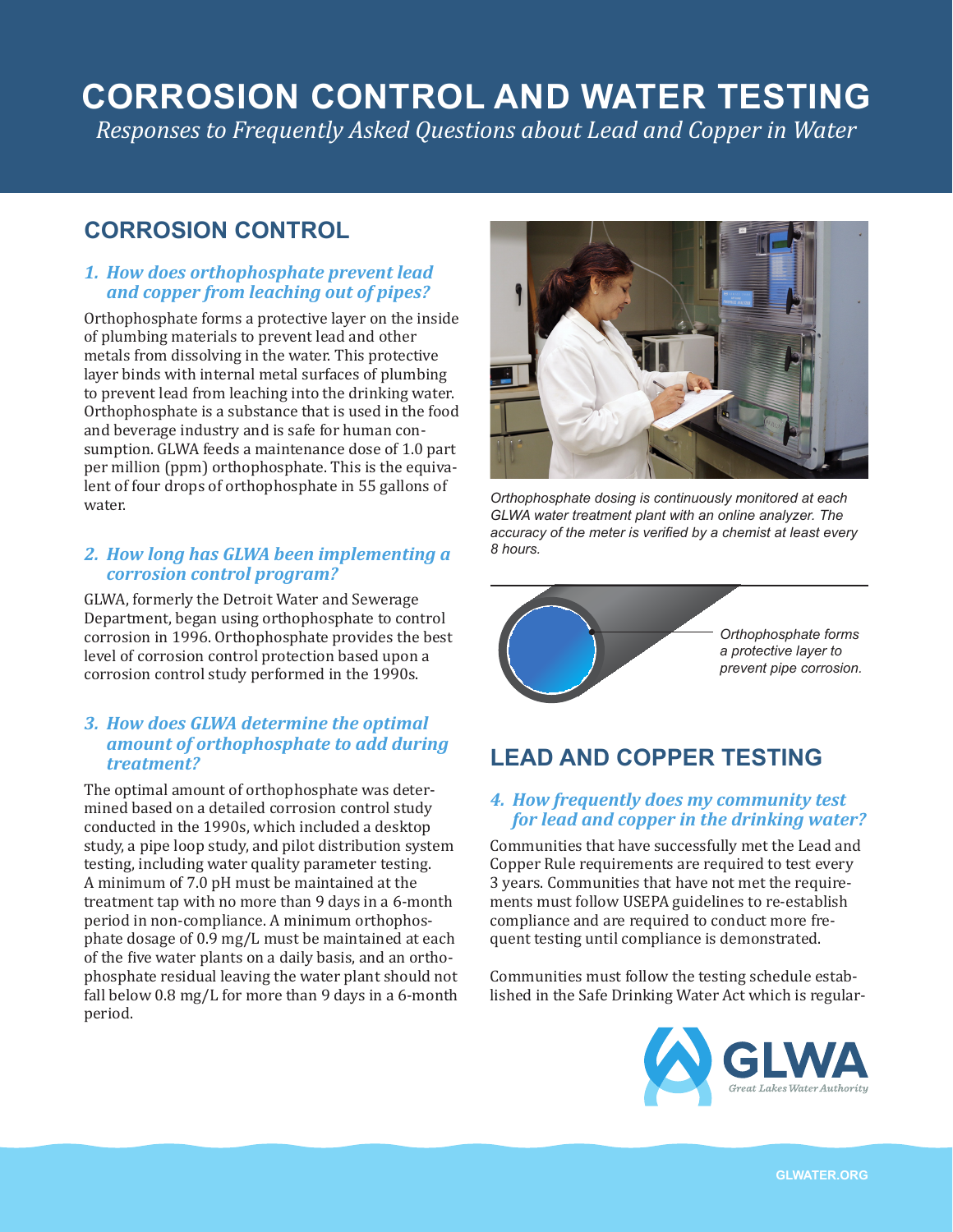# CORROSION CONTROL AND WATER TESTING

*Responses to Frequently Asked Questions about Lead and Copper in Water*

## CORROSION CONTROL

### *1. How does orthophosphate prevent lead and copper from leaching out of pipes?*

Orthophosphate forms a protective layer on the inside of plumbing materials to prevent lead and other metals from dissolving in the water. This protective layer binds with internal metal surfaces of plumbing to prevent lead from leaching into the drinking water. Orthophosphate is a substance that is used in the food and beverage industry and is safe for human consumption. GLWA feeds a maintenance dose of 1.0 part per million (ppm) orthophosphate. This is the equivalent of four drops of orthophosphate in 55 gallons of water.

### *2. How long has GLWA been implementing a corrosion control program?*

GLWA, formerly the Detroit Water and Sewerage Department, began using orthophosphate to control corrosion in 1996. Orthophosphate provides the best level of corrosion control protection based upon a corrosion control study performed in the 1990s.

### *3. How does GLWA determine the optimal amount of orthophosphate to add during treatment?*

The optimal amount of orthophosphate was determined based on a detailed corrosion control study conducted in the 1990s, which included a desktop study, a pipe loop study, and pilot distribution system testing, including water quality parameter testing. A minimum of 7.0 pH must be maintained at the treatment tap with no more than 9 days in a 6-month period in non-compliance. A minimum orthophosphate dosage of 0.9 mg/L must be maintained at each of the five water plants on a daily basis, and an orthophosphate residual leaving the water plant should not fall below 0.8 mg/L for more than 9 days in a 6-month period.

*Orthophosphate dosing is continuously monitored at each GLWA water treatment plant with an online analyzer. The accuracy of the meter is verified by a chemist at least every 8 hours.*

*Orthophosphate forms a protective layer to prevent pipe corrosion.*

## LEAD AND COPPER TESTING

### *4. How frequently does my community test for lead and copper in the drinking water?*

Communities that have successfully met the Lead and Copper Rule requirements are required to test every 3 years. Communities that have not met the requirements must follow USEPA guidelines to re-establish compliance and are required to conduct more frequent testing until compliance is demonstrated.

Communities must follow the testing schedule established in the Safe Drinking Water Act which is regular-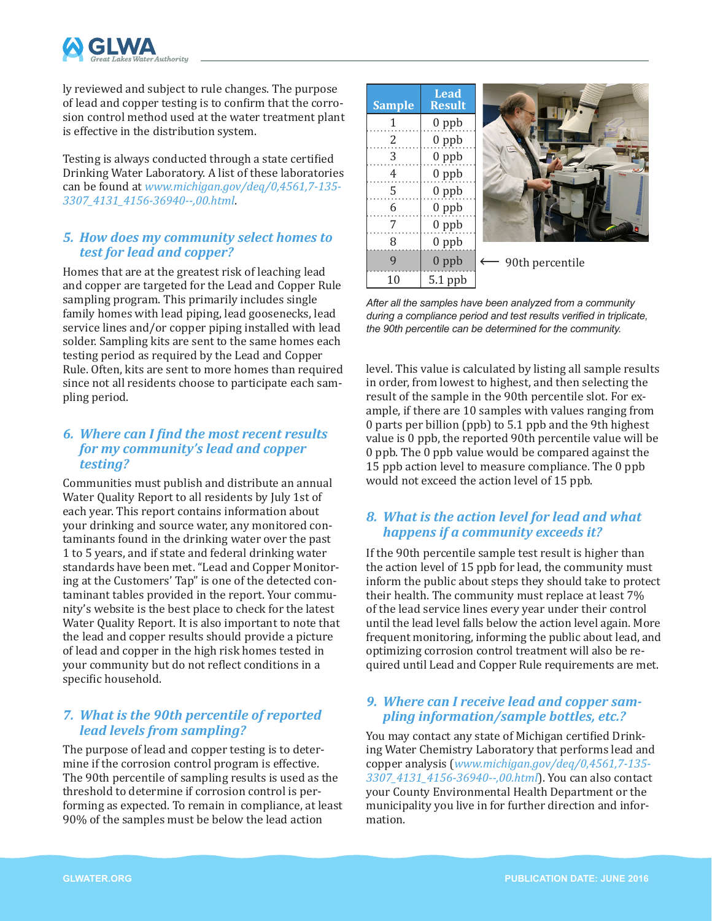ly reviewed and subject to rule changes. The purpose of lead and copper testing is to confirm that the corrosion control method used at the water treatment plant is effective in the distribution system.

Testing is always conducted through a state certified Drinking Water Laboratory. A list of these laboratories can be found at *www.michigan.gov/deq/0,4561,7-135-3307_4131_4156-36940--,00.html*.

### 5. How does my community select homes to test for lead and copper?

Homes that are at the greatest risk of leaching lead and copper are targeted for the Lead and Copper Rule sampling program. This primarily includes single family homes with lead piping, lead goosenecks, lead service lines and/or copper piping installed with lead solder. Sampling kits are sent to the same homes each testing period as required by the Lead and Copper Rule. Often, kits are sent to more homes than required since not all residents choose to participate each sampling period.

### 6. Where can I find the most recent results for my community's lead and copper testing?

Communities must publish and distribute an annual Water Quality Report to all residents by July 1st of each year. This report contains information about your drinking and source water, any monitored contaminants found in the drinking water over the past 1 to 5 years, and if state and federal drinking water standards have been met. "Lead and Copper Monitoring at the Customers' Tap" is one of the detected contaminant tables provided in the report. Your community's website is the best place to check for the latest Water Quality Report. It is also important to note that the lead and copper results should provide a picture of lead and copper in the high risk homes tested in your community but do not reflect conditions in a specific household.

### 7. What is the 90th percentile of reported lead levels from sampling?

The purpose of lead and copper testing is to determine if the corrosion control program is effective. The 90th percentile of sampling results is used as the threshold to determine if corrosion control is performing as expected. To remain in compliance, at least 90% of the samples must be below the lead action

| Sample | Lead Result | |
|---|---|---|
| 1 | 0 ppb | |
| 2 | 0 ppb | |
| 3 | 0 ppb | |
| 4 | 0 ppb | |
| 5 | 0 ppb | |
| 6 | 0 ppb | |
| 7 | 0 ppb | |
| 8 | 0 ppb | |
| 9 | 0 ppb | ← 90th percentile |
| 10 | 5.1 ppb | |

*After all the samples have been analyzed from a community during a compliance period and test results verified in triplicate, the 90th percentile can be determined for the community.*

level. This value is calculated by listing all sample results in order, from lowest to highest, and then selecting the result of the sample in the 90th percentile slot. For example, if there are 10 samples with values ranging from 0 parts per billion (ppb) to 5.1 ppb and the 9th highest value is 0 ppb, the reported 90th percentile value will be 0 ppb. The 0 ppb value would be compared against the 15 ppb action level to measure compliance. The 0 ppb would not exceed the action level of 15 ppb.

### 8. What is the action level for lead and what happens if a community exceeds it?

If the 90th percentile sample test result is higher than the action level of 15 ppb for lead, the community must inform the public about steps they should take to protect their health. The community must replace at least 7% of the lead service lines every year under their control until the lead level falls below the action level again. More frequent monitoring, informing the public about lead, and optimizing corrosion control treatment will also be required until Lead and Copper Rule requirements are met.

### 9. Where can I receive lead and copper sampling information/sample bottles, etc.?

You may contact any state of Michigan certified Drinking Water Chemistry Laboratory that performs lead and copper analysis (*www.michigan.gov/deq/0,4561,7-135-3307_4131_4156-36940--,00.html*). You can also contact your County Environmental Health Department or the municipality you live in for further direction and information.